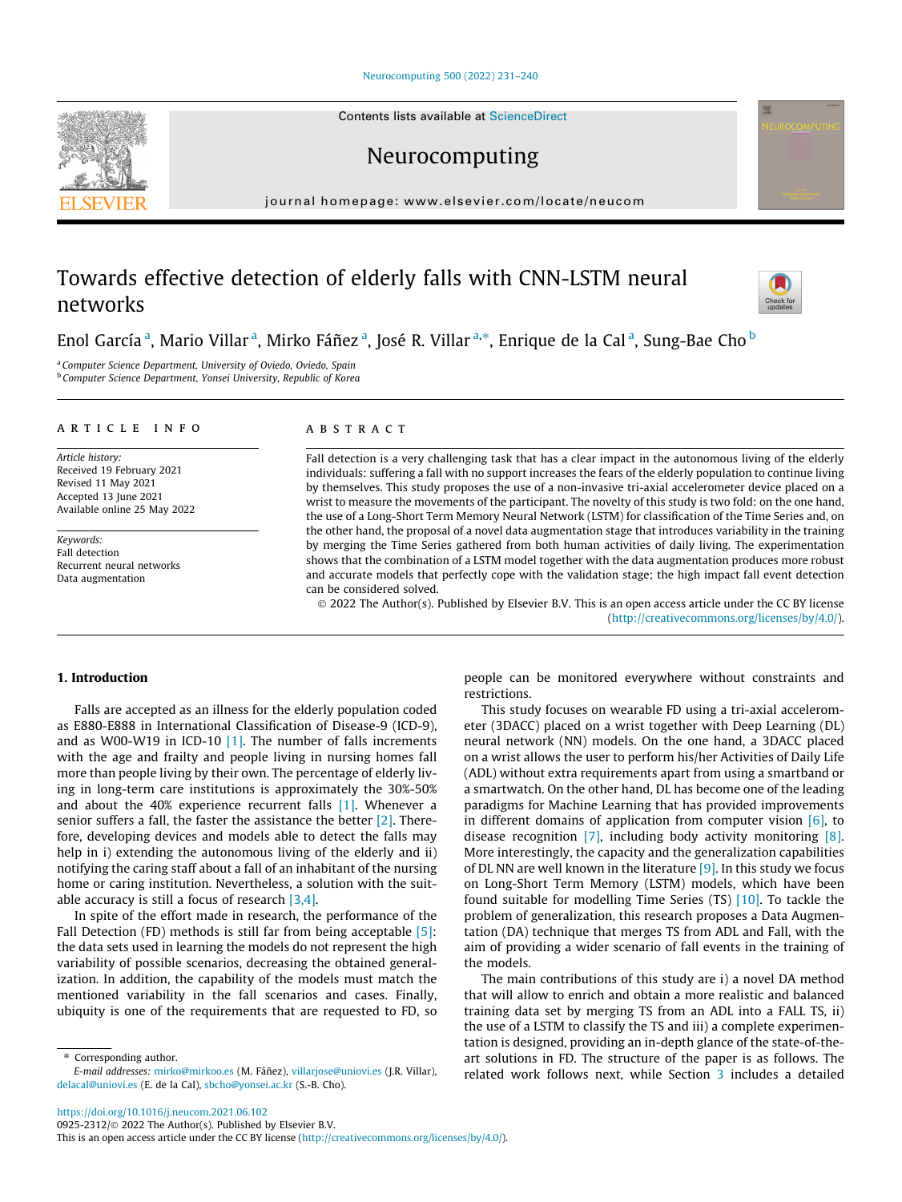# Towards effective detection of elderly falls with CNN-LSTM neural networks

Enol García [a], Mario Villar [a], Mirko Fáñez [a], José R. Villar [a,*], Enrique de la Cal [a], Sung-Bae Cho [b]

[a] Computer Science Department, University of Oviedo, Oviedo, Spain
[b] Computer Science Department, Yonsei University, Republic of Korea

## ARTICLE INFO

*Article history:*
Received 19 February 2021
Revised 11 May 2021
Accepted 13 June 2021
Available online 25 May 2022

*Keywords:*
Fall detection
Recurrent neural networks
Data augmentation

## ABSTRACT

Fall detection is a very challenging task that has a clear impact in the autonomous living of the elderly individuals: suffering a fall with no support increases the fears of the elderly population to continue living by themselves. This study proposes the use of a non-invasive tri-axial accelerometer device placed on a wrist to measure the movements of the participant. The novelty of this study is two fold: on the one hand, the use of a Long-Short Term Memory Neural Network (LSTM) for classification of the Time Series and, on the other hand, the proposal of a novel data augmentation stage that introduces variability in the training by merging the Time Series gathered from both human activities of daily living. The experimentation shows that the combination of a LSTM model together with the data augmentation produces more robust and accurate models that perfectly cope with the validation stage; the high impact fall event detection can be considered solved.

© 2022 The Author(s). Published by Elsevier B.V. This is an open access article under the CC BY license (http://creativecommons.org/licenses/by/4.0/).

## 1. Introduction

Falls are accepted as an illness for the elderly population coded as E880-E888 in International Classification of Disease-9 (ICD-9), and as W00-W19 in ICD-10 [1]. The number of falls increments with the age and frailty and people living in nursing homes fall more than people living by their own. The percentage of elderly living in long-term care institutions is approximately the 30%-50% and about the 40% experience recurrent falls [1]. Whenever a senior suffers a fall, the faster the assistance the better [2]. Therefore, developing devices and models able to detect the falls may help in i) extending the autonomous living of the elderly and ii) notifying the caring staff about a fall of an inhabitant of the nursing home or caring institution. Nevertheless, a solution with the suitable accuracy is still a focus of research [3,4].

In spite of the effort made in research, the performance of the Fall Detection (FD) methods is still far from being acceptable [5]: the data sets used in learning the models do not represent the high variability of possible scenarios, decreasing the obtained generalization. In addition, the capability of the models must match the mentioned variability in the fall scenarios and cases. Finally, ubiquity is one of the requirements that are requested to FD, so people can be monitored everywhere without constraints and restrictions.

This study focuses on wearable FD using a tri-axial accelerometer (3DACC) placed on a wrist together with Deep Learning (DL) neural network (NN) models. On the one hand, a 3DACC placed on a wrist allows the user to perform his/her Activities of Daily Life (ADL) without extra requirements apart from using a smartband or a smartwatch. On the other hand, DL has become one of the leading paradigms for Machine Learning that has provided improvements in different domains of application from computer vision [6], to disease recognition [7], including body activity monitoring [8]. More interestingly, the capacity and the generalization capabilities of DL NN are well known in the literature [9]. In this study we focus on Long-Short Term Memory (LSTM) models, which have been found suitable for modelling Time Series (TS) [10]. To tackle the problem of generalization, this research proposes a Data Augmentation (DA) technique that merges TS from ADL and Fall, with the aim of providing a wider scenario of fall events in the training of the models.

The main contributions of this study are i) a novel DA method that will allow to enrich and obtain a more realistic and balanced training data set by merging TS from an ADL into a FALL TS, ii) the use of a LSTM to classify the TS and iii) a complete experimentation is designed, providing an in-depth glance of the state-of-the-art solutions in FD. The structure of the paper is as follows. The related work follows next, while Section 3 includes a detailed

* Corresponding author.
*E-mail addresses:* mirko@mirkoo.es (M. Fáñez), villarjose@uniovi.es (J.R. Villar), delacal@uniovi.es (E. de la Cal), sbcho@yonsei.ac.kr (S.-B. Cho).

https://doi.org/10.1016/j.neucom.2021.06.102
0925-2312/© 2022 The Author(s). Published by Elsevier B.V.
This is an open access article under the CC BY license (http://creativecommons.org/licenses/by/4.0/).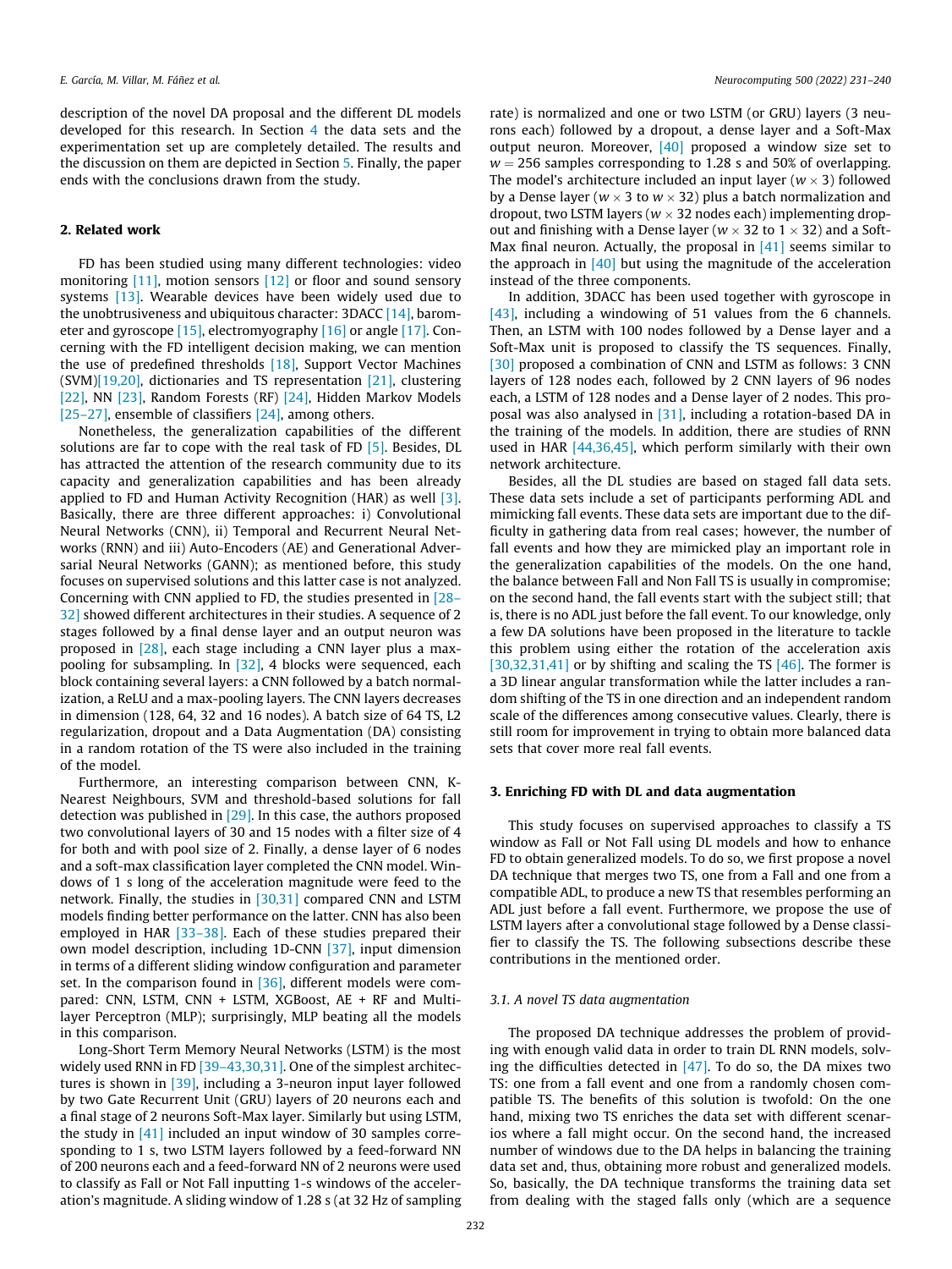description of the novel DA proposal and the different DL models developed for this research. In Section 4 the data sets and the experimentation set up are completely detailed. The results and the discussion on them are depicted in Section 5. Finally, the paper ends with the conclusions drawn from the study.

## 2. Related work

FD has been studied using many different technologies: video monitoring [11], motion sensors [12] or floor and sound sensory systems [13]. Wearable devices have been widely used due to the unobtrusiveness and ubiquitous character: 3DACC [14], barometer and gyroscope [15], electromyography [16] or angle [17]. Concerning with the FD intelligent decision making, we can mention the use of predefined thresholds [18], Support Vector Machines (SVM)[19,20], dictionaries and TS representation [21], clustering [22], NN [23], Random Forests (RF) [24], Hidden Markov Models [25–27], ensemble of classifiers [24], among others.

Nonetheless, the generalization capabilities of the different solutions are far to cope with the real task of FD [5]. Besides, DL has attracted the attention of the research community due to its capacity and generalization capabilities and has been already applied to FD and Human Activity Recognition (HAR) as well [3]. Basically, there are three different approaches: i) Convolutional Neural Networks (CNN), ii) Temporal and Recurrent Neural Networks (RNN) and iii) Auto-Encoders (AE) and Generational Adversarial Neural Networks (GANN); as mentioned before, this study focuses on supervised solutions and this latter case is not analyzed. Concerning with CNN applied to FD, the studies presented in [28–32] showed different architectures in their studies. A sequence of 2 stages followed by a final dense layer and an output neuron was proposed in [28], each stage including a CNN layer plus a max-pooling for subsampling. In [32], 4 blocks were sequenced, each block containing several layers: a CNN followed by a batch normalization, a ReLU and a max-pooling layers. The CNN layers decreases in dimension (128, 64, 32 and 16 nodes). A batch size of 64 TS, L2 regularization, dropout and a Data Augmentation (DA) consisting in a random rotation of the TS were also included in the training of the model.

Furthermore, an interesting comparison between CNN, K-Nearest Neighbours, SVM and threshold-based solutions for fall detection was published in [29]. In this case, the authors proposed two convolutional layers of 30 and 15 nodes with a filter size of 4 for both and with pool size of 2. Finally, a dense layer of 6 nodes and a soft-max classification layer completed the CNN model. Windows of 1 s long of the acceleration magnitude were feed to the network. Finally, the studies in [30,31] compared CNN and LSTM models finding better performance on the latter. CNN has also been employed in HAR [33–38]. Each of these studies prepared their own model description, including 1D-CNN [37], input dimension in terms of a different sliding window configuration and parameter set. In the comparison found in [36], different models were compared: CNN, LSTM, CNN + LSTM, XGBoost, AE + RF and Multi-layer Perceptron (MLP); surprisingly, MLP beating all the models in this comparison.

Long-Short Term Memory Neural Networks (LSTM) is the most widely used RNN in FD [39–43,30,31]. One of the simplest architectures is shown in [39], including a 3-neuron input layer followed by two Gate Recurrent Unit (GRU) layers of 20 neurons each and a final stage of 2 neurons Soft-Max layer. Similarly but using LSTM, the study in [41] included an input window of 30 samples corresponding to 1 s, two LSTM layers followed by a feed-forward NN of 200 neurons each and a feed-forward NN of 2 neurons were used to classify as Fall or Not Fall inputting 1-s windows of the acceleration's magnitude. A sliding window of 1.28 s (at 32 Hz of sampling rate) is normalized and one or two LSTM (or GRU) layers (3 neurons each) followed by a dropout, a dense layer and a Soft-Max output neuron. Moreover, [40] proposed a window size set to $w = 256$ samples corresponding to 1.28 s and 50% of overlapping. The model's architecture included an input layer ($w \times 3$) followed by a Dense layer ($w \times 3$ to $w \times 32$) plus a batch normalization and dropout, two LSTM layers ($w \times 32$ nodes each) implementing dropout and finishing with a Dense layer ($w \times 32$ to $1 \times 32$) and a Soft-Max final neuron. Actually, the proposal in [41] seems similar to the approach in [40] but using the magnitude of the acceleration instead of the three components.

In addition, 3DACC has been used together with gyroscope in [43], including a windowing of 51 values from the 6 channels. Then, an LSTM with 100 nodes followed by a Dense layer and a Soft-Max unit is proposed to classify the TS sequences. Finally, [30] proposed a combination of CNN and LSTM as follows: 3 CNN layers of 128 nodes each, followed by 2 CNN layers of 96 nodes each, a LSTM of 128 nodes and a Dense layer of 2 nodes. This proposal was also analysed in [31], including a rotation-based DA in the training of the models. In addition, there are studies of RNN used in HAR [44,36,45], which perform similarly with their own network architecture.

Besides, all the DL studies are based on staged fall data sets. These data sets include a set of participants performing ADL and mimicking fall events. These data sets are important due to the difficulty in gathering data from real cases; however, the number of fall events and how they are mimicked play an important role in the generalization capabilities of the models. On the one hand, the balance between Fall and Non Fall TS is usually in compromise; on the second hand, the fall events start with the subject still; that is, there is no ADL just before the fall event. To our knowledge, only a few DA solutions have been proposed in the literature to tackle this problem using either the rotation of the acceleration axis [30,32,31,41] or by shifting and scaling the TS [46]. The former is a 3D linear angular transformation while the latter includes a random shifting of the TS in one direction and an independent random scale of the differences among consecutive values. Clearly, there is still room for improvement in trying to obtain more balanced data sets that cover more real fall events.

## 3. Enriching FD with DL and data augmentation

This study focuses on supervised approaches to classify a TS window as Fall or Not Fall using DL models and how to enhance FD to obtain generalized models. To do so, we first propose a novel DA technique that merges two TS, one from a Fall and one from a compatible ADL, to produce a new TS that resembles performing an ADL just before a fall event. Furthermore, we propose the use of LSTM layers after a convolutional stage followed by a Dense classifier to classify the TS. The following subsections describe these contributions in the mentioned order.

### 3.1. A novel TS data augmentation

The proposed DA technique addresses the problem of providing with enough valid data in order to train DL RNN models, solving the difficulties detected in [47]. To do so, the DA mixes two TS: one from a fall event and one from a randomly chosen compatible TS. The benefits of this solution is twofold: On the one hand, mixing two TS enriches the data set with different scenarios where a fall might occur. On the second hand, the increased number of windows due to the DA helps in balancing the training data set and, thus, obtaining more robust and generalized models. So, basically, the DA technique transforms the training data set from dealing with the staged falls only (which are a sequence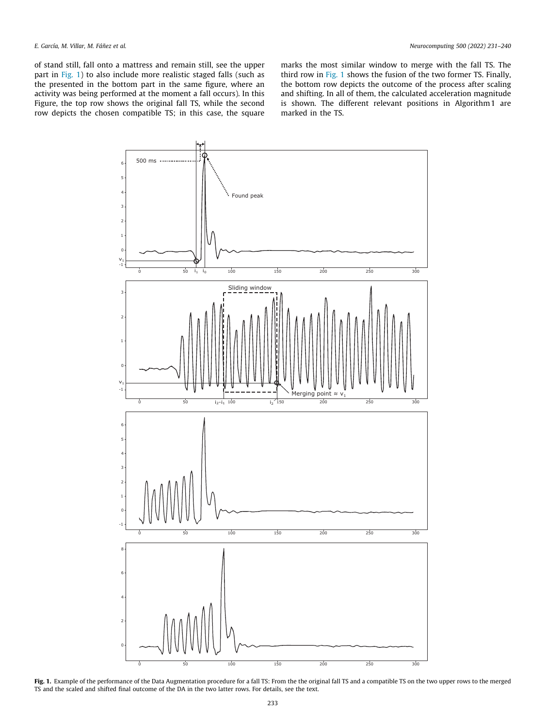of stand still, fall onto a mattress and remain still, see the upper part in Fig. 1) to also include more realistic staged falls (such as the presented in the bottom part in the same figure, where an activity was being performed at the moment a fall occurs). In this Figure, the top row shows the original fall TS, while the second row depicts the chosen compatible TS; in this case, the square marks the most similar window to merge with the fall TS. The third row in Fig. 1 shows the fusion of the two former TS. Finally, the bottom row depicts the outcome of the process after scaling and shifting. In all of them, the calculated acceleration magnitude is shown. The different relevant positions in Algorithm 1 are marked in the TS.

**Fig. 1.** Example of the performance of the Data Augmentation procedure for a fall TS: From the the original fall TS and a compatible TS on the two upper rows to the merged TS and the scaled and shifted final outcome of the DA in the two latter rows. For details, see the text.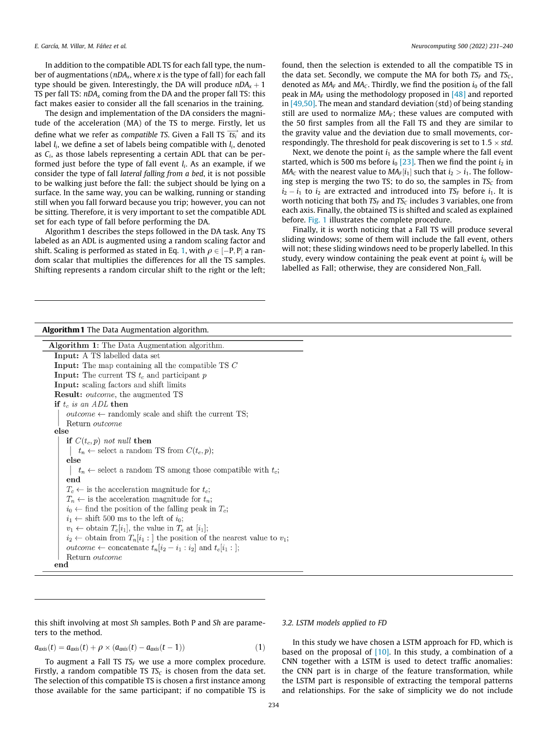In addition to the compatible ADL TS for each fall type, the number of augmentations ($nDA_x$, where $x$ is the type of fall) for each fall type should be given. Interestingly, the DA will produce $nDA_x + 1$ TS per fall TS: $nDA_x$ coming from the DA and the proper fall TS: this fact makes easier to consider all the fall scenarios in the training.

The design and implementation of the DA considers the magnitude of the acceleration (MA) of the TS to merge. Firstly, let us define what we refer as *compatible TS*. Given a Fall TS $\overrightarrow{ts_i}$ and its label $l_i$, we define a set of labels being compatible with $l_i$, denoted as $C_i$, as those labels representing a certain ADL that can be performed just before the type of fall event $l_i$. As an example, if we consider the type of fall *lateral falling from a bed*, it is not possible to be walking just before the fall: the subject should be lying on a surface. In the same way, you can be walking, running or standing still when you fall forward because you trip; however, you can not be sitting. Therefore, it is very important to set the compatible ADL set for each type of fall before performing the DA.

Algorithm 1 describes the steps followed in the DA task. Any TS labeled as an ADL is augmented using a random scaling factor and shift. Scaling is performed as stated in Eq. 1, with $\rho \in [-P, P]$ a random scalar that multiplies the differences for all the TS samples. Shifting represents a random circular shift to the right or the left; this shift involving at most *Sh* samples. Both P and *Sh* are parameters to the method.

$$a_{axis}(t) = a_{axis}(t) + \rho \times (a_{axis}(t) - a_{axis}(t-1)) \tag{1}$$

To augment a Fall TS $TS_F$ we use a more complex procedure. Firstly, a random compatible TS $TS_C$ is chosen from the data set. The selection of this compatible TS is chosen a first instance among those available for the same participant; if no compatible TS is found, then the selection is extended to all the compatible TS in the data set. Secondly, we compute the MA for both $TS_F$ and $TS_C$, denoted as $MA_F$ and $MA_C$. Thirdly, we find the position $i_0$ of the fall peak in $MA_F$ using the methodology proposed in [48] and reported in [49,50]. The mean and standard deviation (std) of being standing still are used to normalize $MA_F$; these values are computed with the 50 first samples from all the Fall TS and they are similar to the gravity value and the deviation due to small movements, correspondingly. The threshold for peak discovering is set to $1.5 \times std$.

Next, we denote the point $i_1$ as the sample where the fall event started, which is 500 ms before $i_0$ [23]. Then we find the point $i_2$ in $MA_C$ with the nearest value to $MA_F[i_1]$ such that $i_2 > i_1$. The following step is merging the two TS; to do so, the samples in $TS_C$ from $i_2 - i_1$ to $i_2$ are extracted and introduced into $TS_F$ before $i_1$. It is worth noticing that both $TS_F$ and $TS_C$ includes 3 variables, one from each axis. Finally, the obtained TS is shifted and scaled as explained before. Fig. 1 illustrates the complete procedure.

Finally, it is worth noticing that a Fall TS will produce several sliding windows; some of them will include the fall event, others will not; these sliding windows need to be properly labelled. In this study, every window containing the peak event at point $i_0$ will be labelled as Fall; otherwise, they are considered Non_Fall.

**Algorithm 1** The Data Augmentation algorithm.

```
Algorithm 1: The Data Augmentation algorithm.
Input: A TS labelled data set
Input: The map containing all the compatible TS C
Input: The current TS t_c and participant p
Input: scaling factors and shift limits
Result: outcome, the augmented TS
if t_c is an ADL then
    outcome ← randomly scale and shift the current TS;
    Return outcome
else
    if C(t_c, p) not null then
        t_n ← select a random TS from C(t_c, p);
    else
        t_n ← select a random TS among those compatible with t_c;
    end
    T_c ← is the acceleration magnitude for t_c;
    T_n ← is the acceleration magnitude for t_n;
    i_0 ← find the position of the falling peak in T_c;
    i_1 ← shift 500 ms to the left of i_0;
    v_1 ← obtain T_c[i_1], the value in T_c at [i_1];
    i_2 ← obtain from T_n[i_1 : ] the position of the nearest value to v_1;
    outcome ← concatenate t_n[i_2 − i_1 : i_2] and t_c[i_1 : ];
    Return outcome
end
```

### 3.2. LSTM models applied to FD

In this study we have chosen a LSTM approach for FD, which is based on the proposal of [10]. In this study, a combination of a CNN together with a LSTM is used to detect traffic anomalies: the CNN part is in charge of the feature transformation, while the LSTM part is responsible of extracting the temporal patterns and relationships. For the sake of simplicity we do not include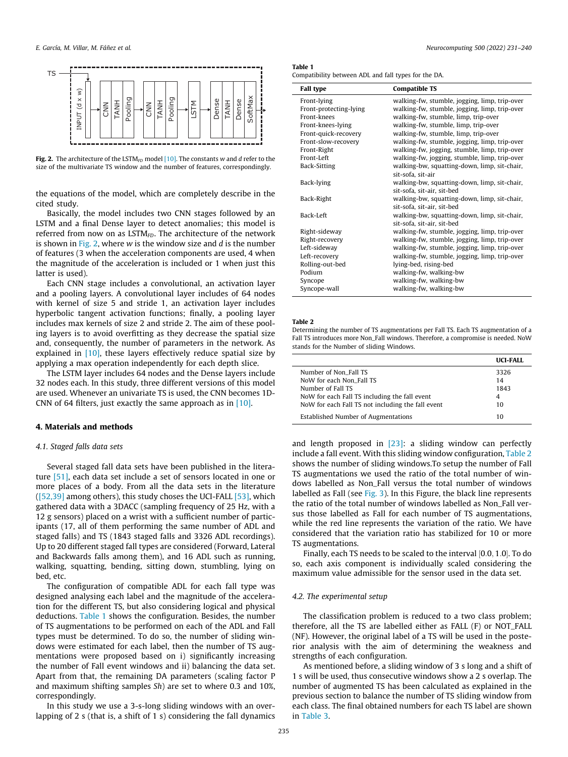Fig. 2. The architecture of the $LSTM_{FD}$ model [10]. The constants $w$ and $d$ refer to the size of the multivariate TS window and the number of features, correspondingly.

the equations of the model, which are completely describe in the cited study.

Basically, the model includes two CNN stages followed by an LSTM and a final Dense layer to detect anomalies; this model is referred from now on as $LSTM_{FD}$. The architecture of the network is shown in Fig. 2, where $w$ is the window size and $d$ is the number of features (3 when the acceleration components are used, 4 when the magnitude of the acceleration is included or 1 when just this latter is used).

Each CNN stage includes a convolutional, an activation layer and a pooling layers. A convolutional layer includes of 64 nodes with kernel of size 5 and stride 1, an activation layer includes hyperbolic tangent activation functions; finally, a pooling layer includes max kernels of size 2 and stride 2. The aim of these pooling layers is to avoid overfitting as they decrease the spatial size and, consequently, the number of parameters in the network. As explained in [10], these layers effectively reduce spatial size by applying a max operation independently for each depth slice.

The LSTM layer includes 64 nodes and the Dense layers include 32 nodes each. In this study, three different versions of this model are used. Whenever an univariate TS is used, the CNN becomes 1D-CNN of 64 filters, just exactly the same approach as in [10].

## 4. Materials and methods

### 4.1. Staged falls data sets

Several staged fall data sets have been published in the literature [51], each data set include a set of sensors located in one or more places of a body. From all the data sets in the literature ([52,39] among others), this study choses the UCI-FALL [53], which gathered data with a 3DACC (sampling frequency of 25 Hz, with a 12 g sensors) placed on a wrist with a sufficient number of participants (17, all of them performing the same number of ADL and staged falls) and TS (1843 staged falls and 3326 ADL recordings). Up to 20 different staged fall types are considered (Forward, Lateral and Backwards falls among them), and 16 ADL such as running, walking, squatting, bending, sitting down, stumbling, lying on bed, etc.

The configuration of compatible ADL for each fall type was designed analysing each label and the magnitude of the acceleration for the different TS, but also considering logical and physical deductions. Table 1 shows the configuration. Besides, the number of TS augmentations to be performed on each of the ADL and Fall types must be determined. To do so, the number of sliding windows were estimated for each label, then the number of TS augmentations were proposed based on i) significantly increasing the number of Fall event windows and ii) balancing the data set. Apart from that, the remaining DA parameters (scaling factor P and maximum shifting samples $Sh$) are set to where 0.3 and 10%, correspondingly.

In this study we use a 3-s-long sliding windows with an overlapping of 2 s (that is, a shift of 1 s) considering the fall dynamics and length proposed in [23]: a sliding window can perfectly include a fall event. With this sliding window configuration, Table 2 shows the number of sliding windows.To setup the number of Fall TS augmentations we used the ratio of the total number of windows labelled as Non_Fall versus the total number of windows labelled as Fall (see Fig. 3). In this Figure, the black line represents the ratio of the total number of windows labelled as Non_Fall versus those labelled as Fall for each number of TS augmentations, while the red line represents the variation of the ratio. We have considered that the variation ratio has stabilized for 10 or more TS augmentations.

Finally, each TS needs to be scaled to the interval $[0.0, 1.0]$. To do so, each axis component is individually scaled considering the maximum value admissible for the sensor used in the data set.

**Table 1**
Compatibility between ADL and fall types for the DA.

| Fall type | Compatible TS |
|---|---|
| Front-lying | walking-fw, stumble, jogging, limp, trip-over |
| Front-protecting-lying | walking-fw, stumble, jogging, limp, trip-over |
| Front-knees | walking-fw, stumble, limp, trip-over |
| Front-knees-lying | walking-fw, stumble, limp, trip-over |
| Front-quick-recovery | walking-fw, stumble, limp, trip-over |
| Front-slow-recovery | walking-fw, stumble, jogging, limp, trip-over |
| Front-Right | walking-fw, jogging, stumble, limp, trip-over |
| Front-Left | walking-fw, jogging, stumble, limp, trip-over |
| Back-Sitting | walking-bw, squatting-down, limp, sit-chair, sit-sofa, sit-air |
| Back-lying | walking-bw, squatting-down, limp, sit-chair, sit-sofa, sit-air, sit-bed |
| Back-Right | walking-bw, squatting-down, limp, sit-chair, sit-sofa, sit-air, sit-bed |
| Back-Left | walking-bw, squatting-down, limp, sit-chair, sit-sofa, sit-air, sit-bed |
| Right-sideway | walking-fw, stumble, jogging, limp, trip-over |
| Right-recovery | walking-fw, stumble, jogging, limp, trip-over |
| Left-sideway | walking-fw, stumble, jogging, limp, trip-over |
| Left-recovery | walking-fw, stumble, jogging, limp, trip-over |
| Rolling-out-bed | lying-bed, rising-bed |
| Podium | walking-fw, walking-bw |
| Syncope | walking-fw, walking-bw |
| Syncope-wall | walking-fw, walking-bw |

**Table 2**
Determining the number of TS augmentations per Fall TS. Each TS augmentation of a Fall TS introduces more Non_Fall windows. Therefore, a compromise is needed. NoW stands for the Number of sliding Windows.

| | UCI-FALL |
|---|---|
| Number of Non_Fall TS | 3326 |
| NoW for each Non_Fall TS | 14 |
| Number of Fall TS | 1843 |
| NoW for each Fall TS including the fall event | 4 |
| NoW for each Fall TS not including the fall event | 10 |
| Established Number of Augmentations | 10 |

### 4.2. The experimental setup

The classification problem is reduced to a two class problem; therefore, all the TS are labelled either as FALL (F) or NOT_FALL (NF). However, the original label of a TS will be used in the posterior analysis with the aim of determining the weakness and strengths of each configuration.

As mentioned before, a sliding window of 3 s long and a shift of 1 s will be used, thus consecutive windows show a 2 s overlap. The number of augmented TS has been calculated as explained in the previous section to balance the number of TS sliding window from each class. The final obtained numbers for each TS label are shown in Table 3.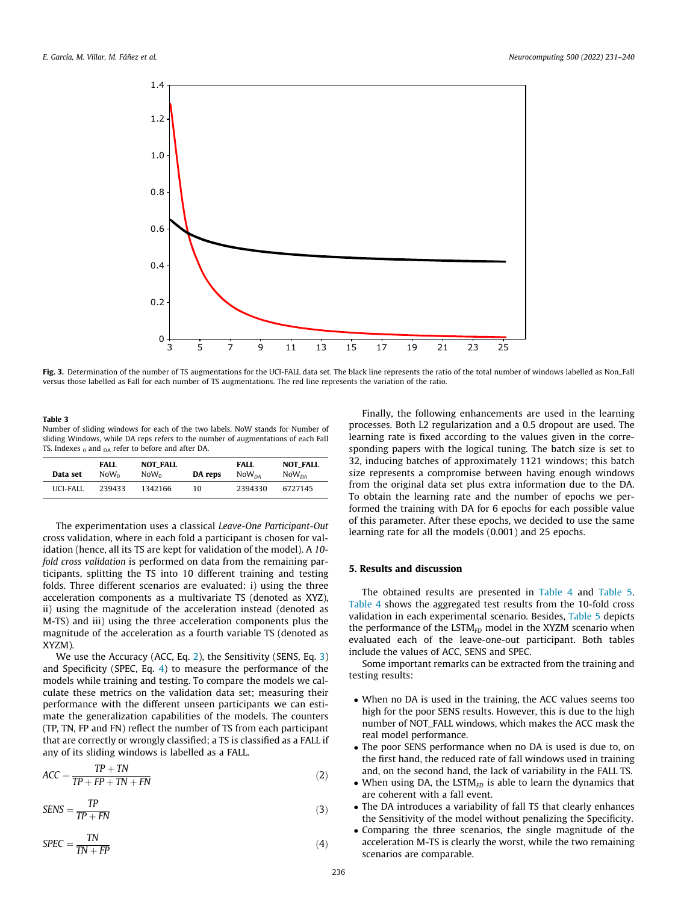**Fig. 3.** Determination of the number of TS augmentations for the UCI-FALL data set. The black line represents the ratio of the total number of windows labelled as Non_Fall versus those labelled as Fall for each number of TS augmentations. The red line represents the variation of the ratio.

**Table 3**
Number of sliding windows for each of the two labels. NoW stands for Number of sliding Windows, while DA reps refers to the number of augmentations of each Fall TS. Indexes $_0$ and $_{DA}$ refer to before and after DA.

| Data set | FALL $NoW_0$ | NOT_FALL $NoW_0$ | DA reps | FALL $NoW_{DA}$ | NOT_FALL $NoW_{DA}$ |
|---|---|---|---|---|---|
| UCI-FALL | 239433 | 1342166 | 10 | 2394330 | 6727145 |

The experimentation uses a classical *Leave-One Participant-Out* cross validation, where in each fold a participant is chosen for validation (hence, all its TS are kept for validation of the model). A *10-fold cross validation* is performed on data from the remaining participants, splitting the TS into 10 different training and testing folds. Three different scenarios are evaluated: i) using the three acceleration components as a multivariate TS (denoted as XYZ), ii) using the magnitude of the acceleration instead (denoted as M-TS) and iii) using the three acceleration components plus the magnitude of the acceleration as a fourth variable TS (denoted as XYZM).

We use the Accuracy (ACC, Eq. 2), the Sensitivity (SENS, Eq. 3) and Specificity (SPEC, Eq. 4) to measure the performance of the models while training and testing. To compare the models we calculate these metrics on the validation data set; measuring their performance with the different unseen participants we can estimate the generalization capabilities of the models. The counters (TP, TN, FP and FN) reflect the number of TS from each participant that are correctly or wrongly classified; a TS is classified as a FALL if any of its sliding windows is labelled as a FALL.

$$ACC = \frac{TP + TN}{TP + FP + TN + FN} \tag{2}$$

$$SENS = \frac{TP}{TP + FN} \tag{3}$$

$$SPEC = \frac{TN}{TN + FP} \tag{4}$$

Finally, the following enhancements are used in the learning processes. Both L2 regularization and a 0.5 dropout are used. The learning rate is fixed according to the values given in the corresponding papers with the logical tuning. The batch size is set to 32, inducing batches of approximately 1121 windows; this batch size represents a compromise between having enough windows from the original data set plus extra information due to the DA. To obtain the learning rate and the number of epochs we performed the training with DA for 6 epochs for each possible value of this parameter. After these epochs, we decided to use the same learning rate for all the models (0.001) and 25 epochs.

## 5. Results and discussion

The obtained results are presented in Table 4 and Table 5. Table 4 shows the aggregated test results from the 10-fold cross validation in each experimental scenario. Besides, Table 5 depicts the performance of the $LSTM_{FD}$ model in the XYZM scenario when evaluated each of the leave-one-out participant. Both tables include the values of ACC, SENS and SPEC.

Some important remarks can be extracted from the training and testing results:

- When no DA is used in the training, the ACC values seems too high for the poor SENS results. However, this is due to the high number of NOT_FALL windows, which makes the ACC mask the real model performance.
- The poor SENS performance when no DA is used is due to, on the first hand, the reduced rate of fall windows used in training and, on the second hand, the lack of variability in the FALL TS.
- When using DA, the $LSTM_{FD}$ is able to learn the dynamics that are coherent with a fall event.
- The DA introduces a variability of fall TS that clearly enhances the Sensitivity of the model without penalizing the Specificity.
- Comparing the three scenarios, the single magnitude of the acceleration M-TS is clearly the worst, while the two remaining scenarios are comparable.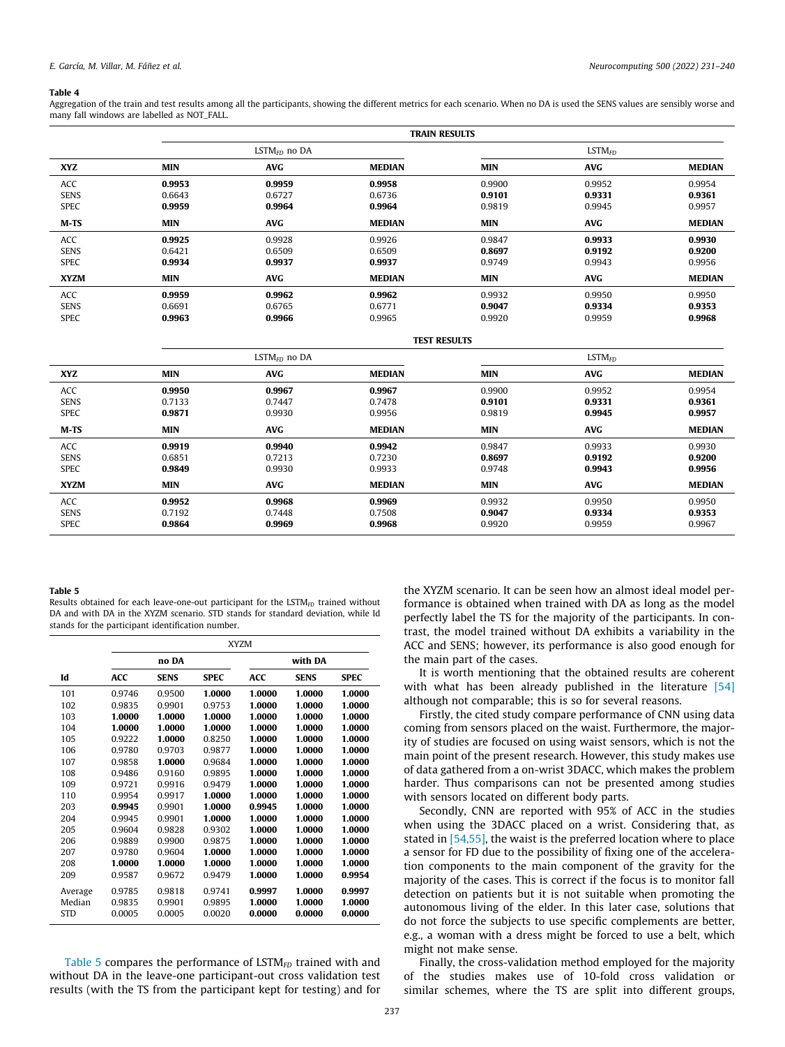**Table 4**

Aggregation of the train and test results among all the participants, showing the different metrics for each scenario. When no DA is used the SENS values are sensibly worse and many fall windows are labelled as NOT_FALL.

| | TRAIN RESULTS | | | | | |
|---|---|---|---|---|---|---|
| | $LSTM_{FD}$ no DA | | | $LSTM_{FD}$ | | |
| **XYZ** | **MIN** | **AVG** | **MEDIAN** | **MIN** | **AVG** | **MEDIAN** |
| ACC | **0.9953** | **0.9959** | **0.9958** | 0.9900 | 0.9952 | 0.9954 |
| SENS | 0.6643 | 0.6727 | 0.6736 | **0.9101** | **0.9331** | **0.9361** |
| SPEC | **0.9959** | **0.9964** | **0.9964** | 0.9819 | 0.9945 | 0.9957 |
| **M-TS** | **MIN** | **AVG** | **MEDIAN** | **MIN** | **AVG** | **MEDIAN** |
| ACC | **0.9925** | 0.9928 | 0.9926 | 0.9847 | **0.9933** | **0.9930** |
| SENS | 0.6421 | 0.6509 | 0.6509 | **0.8697** | **0.9192** | **0.9200** |
| SPEC | **0.9934** | **0.9937** | **0.9937** | 0.9749 | 0.9943 | 0.9956 |
| **XYZM** | **MIN** | **AVG** | **MEDIAN** | **MIN** | **AVG** | **MEDIAN** |
| ACC | **0.9959** | **0.9962** | **0.9962** | 0.9932 | 0.9950 | 0.9950 |
| SENS | 0.6691 | 0.6765 | 0.6771 | **0.9047** | **0.9334** | **0.9353** |
| SPEC | **0.9963** | **0.9966** | 0.9965 | 0.9920 | 0.9959 | **0.9968** |
| | **TEST RESULTS** | | | | | |
| | $LSTM_{FD}$ no DA | | | $LSTM_{FD}$ | | |
| **XYZ** | **MIN** | **AVG** | **MEDIAN** | **MIN** | **AVG** | **MEDIAN** |
| ACC | **0.9950** | **0.9967** | **0.9967** | 0.9900 | 0.9952 | 0.9954 |
| SENS | 0.7133 | 0.7447 | 0.7478 | **0.9101** | **0.9331** | **0.9361** |
| SPEC | **0.9871** | 0.9930 | 0.9956 | 0.9819 | **0.9945** | **0.9957** |
| **M-TS** | **MIN** | **AVG** | **MEDIAN** | **MIN** | **AVG** | **MEDIAN** |
| ACC | **0.9919** | **0.9940** | **0.9942** | 0.9847 | 0.9933 | 0.9930 |
| SENS | 0.6851 | 0.7213 | 0.7230 | **0.8697** | **0.9192** | **0.9200** |
| SPEC | **0.9849** | 0.9930 | 0.9933 | 0.9748 | **0.9943** | **0.9956** |
| **XYZM** | **MIN** | **AVG** | **MEDIAN** | **MIN** | **AVG** | **MEDIAN** |
| ACC | **0.9952** | **0.9968** | **0.9969** | 0.9932 | 0.9950 | 0.9950 |
| SENS | 0.7192 | 0.7448 | 0.7508 | **0.9047** | **0.9334** | **0.9353** |
| SPEC | **0.9864** | **0.9969** | **0.9968** | 0.9920 | 0.9959 | 0.9967 |

**Table 5**

Results obtained for each leave-one-out participant for the $LSTM_{FD}$ trained without DA and with DA in the XYZM scenario. STD stands for standard deviation, while Id stands for the participant identification number.

| | XYZM | | | | | |
|---|---|---|---|---|---|---|
| | no DA | | | with DA | | |
| **Id** | **ACC** | **SENS** | **SPEC** | **ACC** | **SENS** | **SPEC** |
| 101 | 0.9746 | 0.9500 | **1.0000** | **1.0000** | **1.0000** | **1.0000** |
| 102 | 0.9835 | 0.9901 | 0.9753 | **1.0000** | **1.0000** | **1.0000** |
| 103 | **1.0000** | **1.0000** | **1.0000** | **1.0000** | **1.0000** | **1.0000** |
| 104 | **1.0000** | **1.0000** | **1.0000** | **1.0000** | **1.0000** | **1.0000** |
| 105 | 0.9222 | **1.0000** | 0.8250 | **1.0000** | **1.0000** | **1.0000** |
| 106 | 0.9780 | 0.9703 | 0.9877 | **1.0000** | **1.0000** | **1.0000** |
| 107 | 0.9858 | **1.0000** | 0.9684 | **1.0000** | **1.0000** | **1.0000** |
| 108 | 0.9486 | 0.9160 | 0.9895 | **1.0000** | **1.0000** | **1.0000** |
| 109 | 0.9721 | 0.9916 | 0.9479 | **1.0000** | **1.0000** | **1.0000** |
| 110 | 0.9954 | 0.9917 | **1.0000** | **1.0000** | **1.0000** | **1.0000** |
| 203 | **0.9945** | 0.9901 | **1.0000** | **0.9945** | **1.0000** | **1.0000** |
| 204 | 0.9945 | 0.9901 | **1.0000** | **1.0000** | **1.0000** | **1.0000** |
| 205 | 0.9604 | 0.9828 | 0.9302 | **1.0000** | **1.0000** | **1.0000** |
| 206 | 0.9889 | 0.9900 | 0.9875 | **1.0000** | **1.0000** | **1.0000** |
| 207 | 0.9780 | 0.9604 | **1.0000** | **1.0000** | **1.0000** | **1.0000** |
| 208 | **1.0000** | **1.0000** | **1.0000** | **1.0000** | **1.0000** | **1.0000** |
| 209 | 0.9587 | 0.9672 | 0.9479 | **1.0000** | **1.0000** | **0.9954** |
| Average | 0.9785 | 0.9818 | 0.9741 | **0.9997** | **1.0000** | **0.9997** |
| Median | 0.9835 | 0.9901 | 0.9895 | **1.0000** | **1.0000** | **1.0000** |
| STD | 0.0005 | 0.0005 | 0.0020 | **0.0000** | **0.0000** | **0.0000** |

Table 5 compares the performance of $LSTM_{FD}$ trained with and without DA in the leave-one participant-out cross validation test results (with the TS from the participant kept for testing) and for the XYZM scenario. It can be seen how an almost ideal model performance is obtained when trained with DA as long as the model perfectly label the TS for the majority of the participants. In contrast, the model trained without DA exhibits a variability in the ACC and SENS; however, its performance is also good enough for the main part of the cases.

It is worth mentioning that the obtained results are coherent with what has been already published in the literature [54] although not comparable; this is so for several reasons.

Firstly, the cited study compare performance of CNN using data coming from sensors placed on the waist. Furthermore, the majority of studies are focused on using waist sensors, which is not the main point of the present research. However, this study makes use of data gathered from a on-wrist 3DACC, which makes the problem harder. Thus comparisons can not be presented among studies with sensors located on different body parts.

Secondly, CNN are reported with 95% of ACC in the studies when using the 3DACC placed on a wrist. Considering that, as stated in [54,55], the waist is the preferred location where to place a sensor for FD due to the possibility of fixing one of the acceleration components to the main component of the gravity for the majority of the cases. This is correct if the focus is to monitor fall detection on patients but it is not suitable when promoting the autonomous living of the elder. In this later case, solutions that do not force the subjects to use specific complements are better, e.g., a woman with a dress might be forced to use a belt, which might not make sense.

Finally, the cross-validation method employed for the majority of the studies makes use of 10-fold cross validation or similar schemes, where the TS are split into different groups,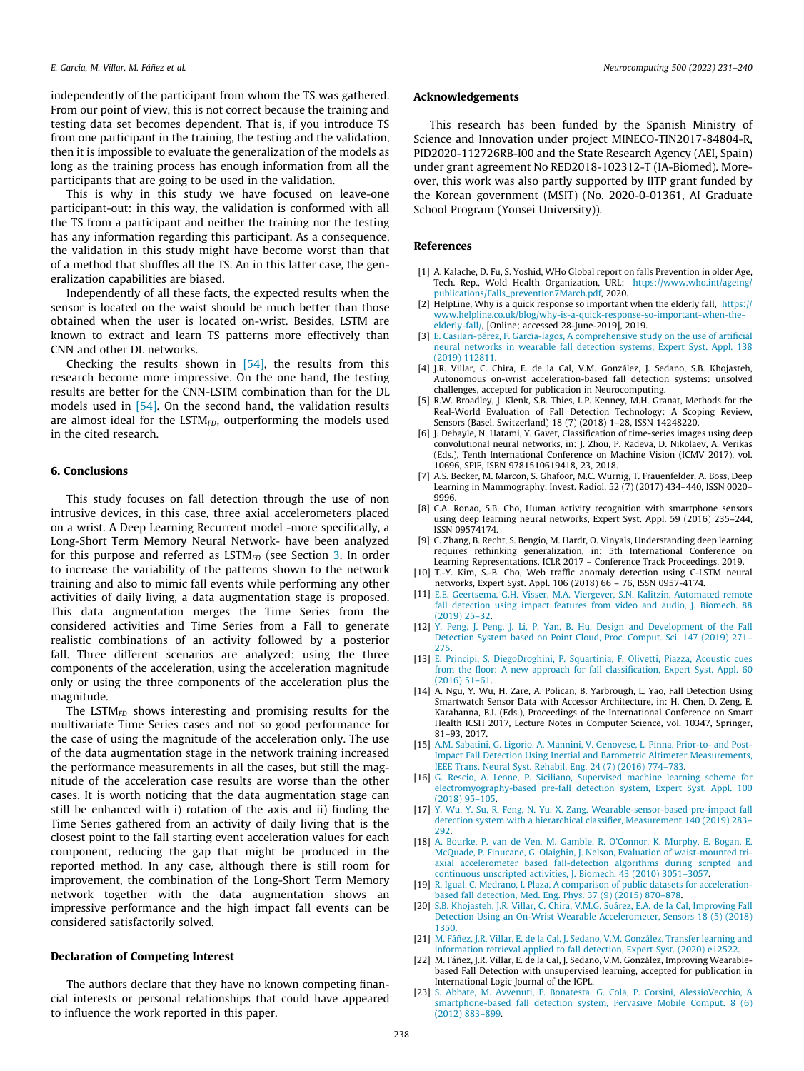independently of the participant from whom the TS was gathered. From our point of view, this is not correct because the training and testing data set becomes dependent. That is, if you introduce TS from one participant in the training, the testing and the validation, then it is impossible to evaluate the generalization of the models as long as the training process has enough information from all the participants that are going to be used in the validation.

This is why in this study we have focused on leave-one participant-out: in this way, the validation is conformed with all the TS from a participant and neither the training nor the testing has any information regarding this participant. As a consequence, the validation in this study might have become worst than that of a method that shuffles all the TS. An in this latter case, the generalization capabilities are biased.

Independently of all these facts, the expected results when the sensor is located on the waist should be much better than those obtained when the user is located on-wrist. Besides, LSTM are known to extract and learn TS patterns more effectively than CNN and other DL networks.

Checking the results shown in [54], the results from this research become more impressive. On the one hand, the testing results are better for the CNN-LSTM combination than for the DL models used in [54]. On the second hand, the validation results are almost ideal for the $LSTM_{FD}$, outperforming the models used in the cited research.

## 6. Conclusions

This study focuses on fall detection through the use of non intrusive devices, in this case, three axial accelerometers placed on a wrist. A Deep Learning Recurrent model -more specifically, a Long-Short Term Memory Neural Network- have been analyzed for this purpose and referred as $LSTM_{FD}$ (see Section 3. In order to increase the variability of the patterns shown to the network training and also to mimic fall events while performing any other activities of daily living, a data augmentation stage is proposed. This data augmentation merges the Time Series from the considered activities and Time Series from a Fall to generate realistic combinations of an activity followed by a posterior fall. Three different scenarios are analyzed: using the three components of the acceleration, using the acceleration magnitude only or using the three components of the acceleration plus the magnitude.

The $LSTM_{FD}$ shows interesting and promising results for the multivariate Time Series cases and not so good performance for the case of using the magnitude of the acceleration only. The use of the data augmentation stage in the network training increased the performance measurements in all the cases, but still the magnitude of the acceleration case results are worse than the other cases. It is worth noticing that the data augmentation stage can still be enhanced with i) rotation of the axis and ii) finding the Time Series gathered from an activity of daily living that is the closest point to the fall starting event acceleration values for each component, reducing the gap that might be produced in the reported method. In any case, although there is still room for improvement, the combination of the Long-Short Term Memory network together with the data augmentation shows an impressive performance and the high impact fall events can be considered satisfactorily solved.

## Declaration of Competing Interest

The authors declare that they have no known competing financial interests or personal relationships that could have appeared to influence the work reported in this paper.

## Acknowledgements

This research has been funded by the Spanish Ministry of Science and Innovation under project MINECO-TIN2017-84804-R, PID2020-112726RB-I00 and the State Research Agency (AEI, Spain) under grant agreement No RED2018-102312-T (IA-Biomed). Moreover, this work was also partly supported by IITP grant funded by the Korean government (MSIT) (No. 2020-0-01361, AI Graduate School Program (Yonsei University)).

## References

[1] A. Kalache, D. Fu, S. Yoshid, WHo Global report on falls Prevention in older Age, Tech. Rep., Wold Health Organization, URL: https://www.who.int/ageing/publications/Falls_prevention7March.pdf, 2020.

[2] HelpLine, Why is a quick response so important when the elderly fall, https://www.helpline.co.uk/blog/why-is-a-quick-response-so-important-when-the-elderly-fall/, [Online; accessed 28-June-2019], 2019.

[3] E. Casilari-pérez, F. García-lagos, A comprehensive study on the use of artificial neural networks in wearable fall detection systems, Expert Syst. Appl. 138 (2019) 112811.

[4] J.R. Villar, C. Chira, E. de la Cal, V.M. González, J. Sedano, S.B. Khojasteh, Autonomous on-wrist acceleration-based fall detection systems: unsolved challenges, accepted for publication in Neurocomputing.

[5] R.W. Broadley, J. Klenk, S.B. Thies, L.P. Kenney, M.H. Granat, Methods for the Real-World Evaluation of Fall Detection Technology: A Scoping Review, Sensors (Basel, Switzerland) 18 (7) (2018) 1–28, ISSN 14248220.

[6] J. Debayle, N. Hatami, Y. Gavet, Classification of time-series images using deep convolutional neural networks, in: J. Zhou, P. Radeva, D. Nikolaev, A. Verikas (Eds.), Tenth International Conference on Machine Vision (ICMV 2017), vol. 10696, SPIE, ISBN 9781510619418, 23, 2018.

[7] A.S. Becker, M. Marcon, S. Ghafoor, M.C. Wurnig, T. Frauenfelder, A. Boss, Deep Learning in Mammography, Invest. Radiol. 52 (7) (2017) 434–440, ISSN 0020–9996.

[8] C.A. Ronao, S.B. Cho, Human activity recognition with smartphone sensors using deep learning neural networks, Expert Syst. Appl. 59 (2016) 235–244, ISSN 09574174.

[9] C. Zhang, B. Recht, S. Bengio, M. Hardt, O. Vinyals, Understanding deep learning requires rethinking generalization, in: 5th International Conference on Learning Representations, ICLR 2017 – Conference Track Proceedings, 2019.

[10] T.-Y. Kim, S.-B. Cho, Web traffic anomaly detection using C-LSTM neural networks, Expert Syst. Appl. 106 (2018) 66 – 76, ISSN 0957-4174.

[11] E.E. Geertsema, G.H. Visser, M.A. Viergever, S.N. Kalitzin, Automated remote fall detection using impact features from video and audio, J. Biomech. 88 (2019) 25–32.

[12] Y. Peng, J. Peng, J. Li, P. Yan, B. Hu, Design and Development of the Fall Detection System based on Point Cloud, Proc. Comput. Sci. 147 (2019) 271–275.

[13] E. Principi, S. DiegoDroghini, P. Squartinia, F. Olivetti, Piazza, Acoustic cues from the floor: A new approach for fall classification, Expert Syst. Appl. 60 (2016) 51–61.

[14] A. Ngu, Y. Wu, H. Zare, A. Polican, B. Yarbrough, L. Yao, Fall Detection Using Smartwatch Sensor Data with Accessor Architecture, in: H. Chen, D. Zeng, E. Karahanna, B.I. (Eds.), Proceedings of the International Conference on Smart Health ICSH 2017, Lecture Notes in Computer Science, vol. 10347, Springer, 81–93, 2017.

[15] A.M. Sabatini, G. Ligorio, A. Mannini, V. Genovese, L. Pinna, Prior-to- and Post-Impact Fall Detection Using Inertial and Barometric Altimeter Measurements, IEEE Trans. Neural Syst. Rehabil. Eng. 24 (7) (2016) 774–783.

[16] G. Rescio, A. Leone, P. Siciliano, Supervised machine learning scheme for electromyography-based pre-fall detection system, Expert Syst. Appl. 100 (2018) 95–105.

[17] Y. Wu, Y. Su, R. Feng, N. Yu, X. Zang, Wearable-sensor-based pre-impact fall detection system with a hierarchical classifier, Measurement 140 (2019) 283–292.

[18] A. Bourke, P. van de Ven, M. Gamble, R. O'Connor, K. Murphy, E. Bogan, E. McQuade, P. Finucane, G. Olaighin, J. Nelson, Evaluation of waist-mounted tri-axial accelerometer based fall-detection algorithms during scripted and continuous unscripted activities, J. Biomech. 43 (2010) 3051–3057.

[19] R. Igual, C. Medrano, I. Plaza, A comparison of public datasets for acceleration-based fall detection, Med. Eng. Phys. 37 (9) (2015) 870–878.

[20] S.B. Khojasteh, J.R. Villar, C. Chira, V.M.G. Suárez, E.A. de la Cal, Improving Fall Detection Using an On-Wrist Wearable Accelerometer, Sensors 18 (5) (2018) 1350.

[21] M. Fáñez, J.R. Villar, E. de la Cal, J. Sedano, V.M. González, Transfer learning and information retrieval applied to fall detection, Expert Syst. (2020) e12522.

[22] M. Fáñez, J.R. Villar, E. de la Cal, J. Sedano, V.M. González, Improving Wearable-based Fall Detection with unsupervised learning, accepted for publication in International Logic Journal of the IGPL.

[23] S. Abbate, M. Avvenuti, F. Bonatesta, G. Cola, P. Corsini, AlessioVecchio, A smartphone-based fall detection system, Pervasive Mobile Comput. 8 (6) (2012) 883–899.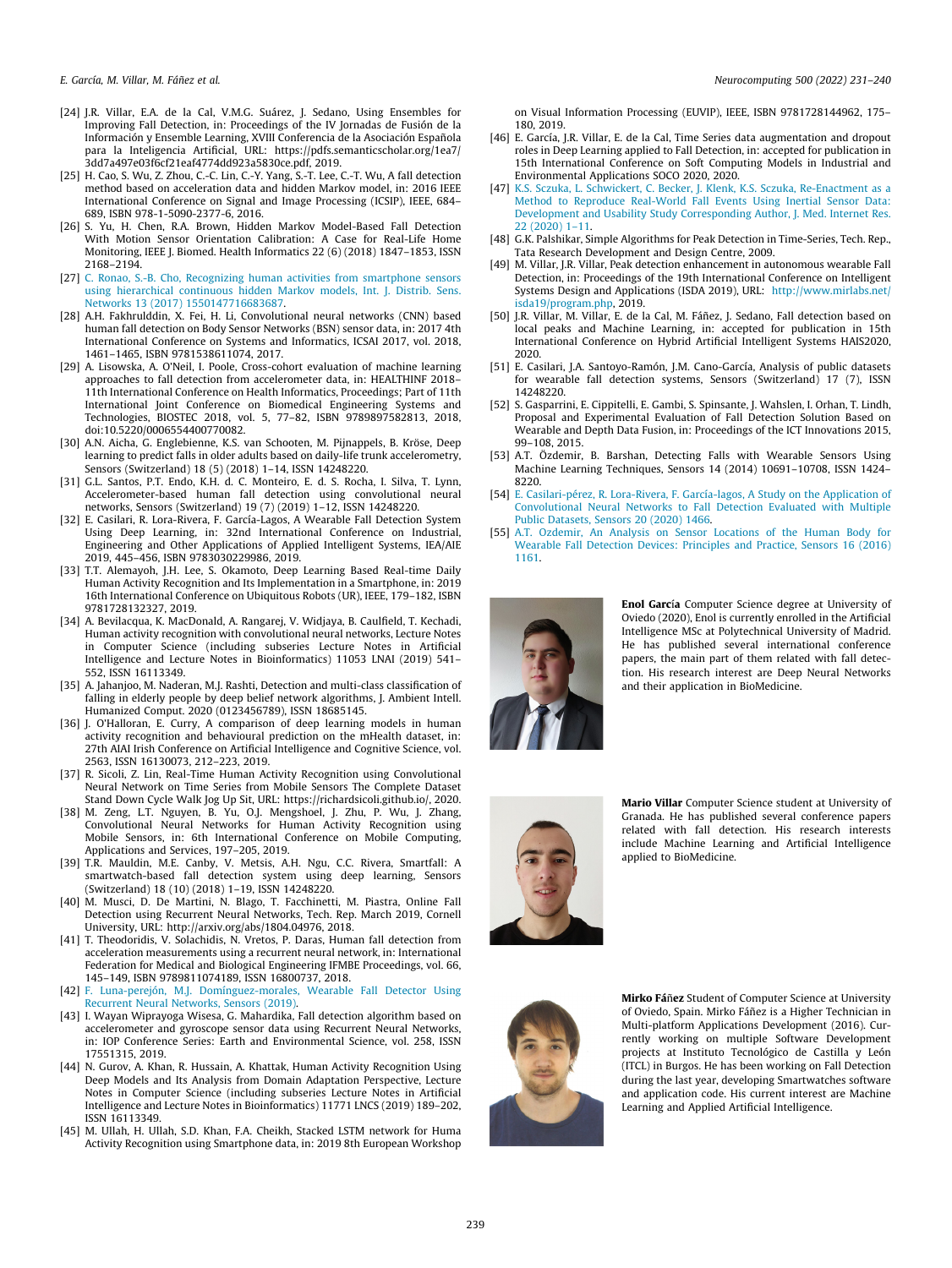[24] J.R. Villar, E.A. de la Cal, V.M.G. Suárez, J. Sedano, Using Ensembles for Improving Fall Detection, in: Proceedings of the IV Jornadas de Fusión de la Información y Ensemble Learning, XVIII Conferencia de la Asociación Española para la Inteligencia Artificial, URL: https://pdfs.semanticscholar.org/1ea7/3dd7a497e03f6cf21eaf4774dd923a5830ce.pdf, 2019.

[25] H. Cao, S. Wu, Z. Zhou, C.-C. Lin, C.-Y. Yang, S.-T. Lee, C.-T. Wu, A fall detection method based on acceleration data and hidden Markov model, in: 2016 IEEE International Conference on Signal and Image Processing (ICSIP), IEEE, 684–689, ISBN 978-1-5090-2377-6, 2016.

[26] S. Yu, H. Chen, R.A. Brown, Hidden Markov Model-Based Fall Detection With Motion Sensor Orientation Calibration: A Case for Real-Life Home Monitoring, IEEE J. Biomed. Health Informatics 22 (6) (2018) 1847–1853, ISSN 2168–2194.

[27] C. Ronao, S.-B. Cho, Recognizing human activities from smartphone sensors using hierarchical continuous hidden Markov models, Int. J. Distrib. Sens. Networks 13 (2017) 1550147716683687.

[28] A.H. Fakhrulddin, X. Fei, H. Li, Convolutional neural networks (CNN) based human fall detection on Body Sensor Networks (BSN) sensor data, in: 2017 4th International Conference on Systems and Informatics, ICSAI 2017, vol. 2018, 1461–1465, ISBN 9781538611074, 2017.

[29] A. Lisowska, A. O'Neil, I. Poole, Cross-cohort evaluation of machine learning approaches to fall detection from accelerometer data, in: HEALTHINF 2018– 11th International Conference on Health Informatics, Proceedings; Part of 11th International Joint Conference on Biomedical Engineering Systems and Technologies, BIOSTEC 2018, vol. 5, 77–82, ISBN 9789897582813, 2018, doi:10.5220/0006554400770082.

[30] A.N. Aicha, G. Englebienne, K.S. van Schooten, M. Pijnappels, B. Kröse, Deep learning to predict falls in older adults based on daily-life trunk accelerometry, Sensors (Switzerland) 18 (5) (2018) 1–14, ISSN 14248220.

[31] G.L. Santos, P.T. Endo, K.H. d. C. Monteiro, E. d. S. Rocha, I. Silva, T. Lynn, Accelerometer-based human fall detection using convolutional neural networks, Sensors (Switzerland) 19 (7) (2019) 1–12, ISSN 14248220.

[32] E. Casilari, R. Lora-Rivera, F. García-Lagos, A Wearable Fall Detection System Using Deep Learning, in: 32nd International Conference on Industrial, Engineering and Other Applications of Applied Intelligent Systems, IEA/AIE 2019, 445–456, ISBN 9783030229986, 2019.

[33] T.T. Alemayoh, J.H. Lee, S. Okamoto, Deep Learning Based Real-time Daily Human Activity Recognition and Its Implementation in a Smartphone, in: 2019 16th International Conference on Ubiquitous Robots (UR), IEEE, 179–182, ISBN 9781728132327, 2019.

[34] A. Bevilacqua, K. MacDonald, A. Rangarej, V. Widjaya, B. Caulfield, T. Kechadi, Human activity recognition with convolutional neural networks, Lecture Notes in Computer Science (including subseries Lecture Notes in Artificial Intelligence and Lecture Notes in Bioinformatics) 11053 LNAI (2019) 541–552, ISSN 16113349.

[35] A. Jahanjoo, M. Naderan, M.J. Rashti, Detection and multi-class classification of falling in elderly people by deep belief network algorithms, J. Ambient Intell. Humanized Comput. 2020 (0123456789), ISSN 18685145.

[36] J. O'Halloran, E. Curry, A comparison of deep learning models in human activity recognition and behavioural prediction on the mHealth dataset, in: 27th AIAI Irish Conference on Artificial Intelligence and Cognitive Science, vol. 2563, ISSN 16130073, 212–223, 2019.

[37] R. Sicoli, Z. Lin, Real-Time Human Activity Recognition using Convolutional Neural Network on Time Series from Mobile Sensors The Complete Dataset Stand Down Cycle Walk Jog Up Sit, URL: https://richardsicoli.github.io/, 2020.

[38] M. Zeng, L.T. Nguyen, B. Yu, O.J. Mengshoel, J. Zhu, P. Wu, J. Zhang, Convolutional Neural Networks for Human Activity Recognition using Mobile Sensors, in: 6th International Conference on Mobile Computing, Applications and Services, 197–205, 2019.

[39] T.R. Mauldin, M.E. Canby, V. Metsis, A.H. Ngu, C.C. Rivera, Smartfall: A smartwatch-based fall detection system using deep learning, Sensors (Switzerland) 18 (10) (2018) 1–19, ISSN 14248220.

[40] M. Musci, D. De Martini, N. Blago, T. Facchinetti, M. Piastra, Online Fall Detection using Recurrent Neural Networks, Tech. Rep. March 2019, Cornell University, URL: http://arxiv.org/abs/1804.04976, 2018.

[41] T. Theodoridis, V. Solachidis, N. Vretos, P. Daras, Human fall detection from acceleration measurements using a recurrent neural network, in: International Federation for Medical and Biological Engineering IFMBE Proceedings, vol. 66, 145–149, ISBN 9789811074189, ISSN 16800737, 2018.

[42] F. Luna-perejón, M.J. Domínguez-morales, Wearable Fall Detector Using Recurrent Neural Networks, Sensors (2019).

[43] I. Wayan Wiprayoga Wisesa, G. Mahardika, Fall detection algorithm based on accelerometer and gyroscope sensor data using Recurrent Neural Networks, in: IOP Conference Series: Earth and Environmental Science, vol. 258, ISSN 17551315, 2019.

[44] N. Gurov, A. Khan, R. Hussain, A. Khattak, Human Activity Recognition Using Deep Models and Its Analysis from Domain Adaptation Perspective, Lecture Notes in Computer Science (including subseries Lecture Notes in Artificial Intelligence and Lecture Notes in Bioinformatics) 11771 LNCS (2019) 189–202, ISSN 16113349.

[45] M. Ullah, H. Ullah, S.D. Khan, F.A. Cheikh, Stacked LSTM network for Huma Activity Recognition using Smartphone data, in: 2019 8th European Workshop on Visual Information Processing (EUVIP), IEEE, ISBN 9781728144962, 175–180, 2019.

[46] E. García, J.R. Villar, E. de la Cal, Time Series data augmentation and dropout roles in Deep Learning applied to Fall Detection, in: accepted for publication in 15th International Conference on Soft Computing Models in Industrial and Environmental Applications SOCO 2020, 2020.

[47] K.S. Sczuka, L. Schwickert, C. Becker, J. Klenk, K.S. Sczuka, Re-Enactment as a Method to Reproduce Real-World Fall Events Using Inertial Sensor Data: Development and Usability Study Corresponding Author, J. Med. Internet Res. 22 (2020) 1–11.

[48] G.K. Palshikar, Simple Algorithms for Peak Detection in Time-Series, Tech. Rep., Tata Research Development and Design Centre, 2009.

[49] M. Villar, J.R. Villar, Peak detection enhancement in autonomous wearable Fall Detection, in: Proceedings of the 19th International Conference on Intelligent Systems Design and Applications (ISDA 2019), URL: http://www.mirlabs.net/isda19/program.php, 2019.

[50] J.R. Villar, M. Villar, E. de la Cal, M. Fáñez, J. Sedano, Fall detection based on local peaks and Machine Learning, in: accepted for publication in 15th International Conference on Hybrid Artificial Intelligent Systems HAIS2020, 2020.

[51] E. Casilari, J.A. Santoyo-Ramón, J.M. Cano-García, Analysis of public datasets for wearable fall detection systems, Sensors (Switzerland) 17 (7), ISSN 14248220.

[52] S. Gasparrini, E. Cippitelli, E. Gambi, S. Spinsante, J. Wahslen, I. Orhan, T. Lindh, Proposal and Experimental Evaluation of Fall Detection Solution Based on Wearable and Depth Data Fusion, in: Proceedings of the ICT Innovations 2015, 99–108, 2015.

[53] A.T. Özdemir, B. Barshan, Detecting Falls with Wearable Sensors Using Machine Learning Techniques, Sensors 14 (2014) 10691–10708, ISSN 1424–8220.

[54] E. Casilari-pérez, R. Lora-Rivera, F. García-lagos, A Study on the Application of Convolutional Neural Networks to Fall Detection Evaluated with Multiple Public Datasets, Sensors 20 (2020) 1466.

[55] A.T. Ozdemir, An Analysis on Sensor Locations of the Human Body for Wearable Fall Detection Devices: Principles and Practice, Sensors 16 (2016) 1161.

**Enol García** Computer Science degree at University of Oviedo (2020), Enol is currently enrolled in the Artificial Intelligence MSc at Polytechnical University of Madrid. He has published several international conference papers, the main part of them related with fall detection. His research interest are Deep Neural Networks and their application in BioMedicine.

**Mario Villar** Computer Science student at University of Granada. He has published several conference papers related with fall detection. His research interests include Machine Learning and Artificial Intelligence applied to BioMedicine.

**Mirko Fáñez** Student of Computer Science at University of Oviedo, Spain. Mirko Fáñez is a Higher Technician in Multi-platform Applications Development (2016). Currently working on multiple Software Development projects at Instituto Tecnológico de Castilla y León (ITCL) in Burgos. He has been working on Fall Detection during the last year, developing Smartwatches software and application code. His current interest are Machine Learning and Applied Artificial Intelligence.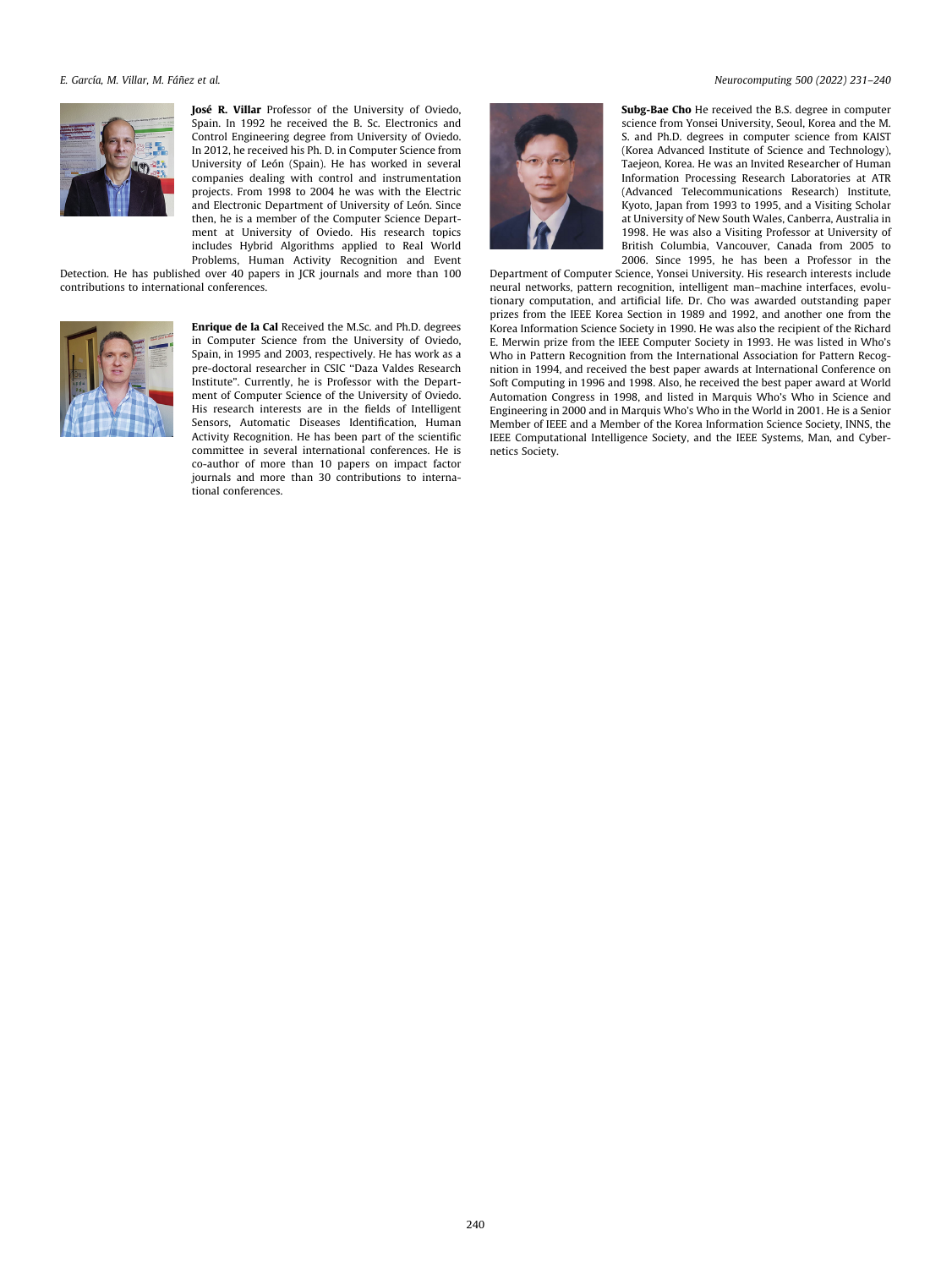**José R. Villar** Professor of the University of Oviedo, Spain. In 1992 he received the B. Sc. Electronics and Control Engineering degree from University of Oviedo. In 2012, he received his Ph. D. in Computer Science from University of León (Spain). He has worked in several companies dealing with control and instrumentation projects. From 1998 to 2004 he was with the Electric and Electronic Department of University of León. Since then, he is a member of the Computer Science Department at University of Oviedo. His research topics includes Hybrid Algorithms applied to Real World Problems, Human Activity Recognition and Event Detection. He has published over 40 papers in JCR journals and more than 100 contributions to international conferences.

**Enrique de la Cal** Received the M.Sc. and Ph.D. degrees in Computer Science from the University of Oviedo, Spain, in 1995 and 2003, respectively. He has work as a pre-doctoral researcher in CSIC "Daza Valdes Research Institute". Currently, he is Professor with the Department of Computer Science of the University of Oviedo. His research interests are in the fields of Intelligent Sensors, Automatic Diseases Identification, Human Activity Recognition. He has been part of the scientific committee in several international conferences. He is co-author of more than 10 papers on impact factor journals and more than 30 contributions to international conferences.

**Subg-Bae Cho** He received the B.S. degree in computer science from Yonsei University, Seoul, Korea and the M. S. and Ph.D. degrees in computer science from KAIST (Korea Advanced Institute of Science and Technology), Taejeon, Korea. He was an Invited Researcher of Human Information Processing Research Laboratories at ATR (Advanced Telecommunications Research) Institute, Kyoto, Japan from 1993 to 1995, and a Visiting Scholar at University of New South Wales, Canberra, Australia in 1998. He was also a Visiting Professor at University of British Columbia, Vancouver, Canada from 2005 to 2006. Since 1995, he has been a Professor in the Department of Computer Science, Yonsei University. His research interests include neural networks, pattern recognition, intelligent man–machine interfaces, evolutionary computation, and artificial life. Dr. Cho was awarded outstanding paper prizes from the IEEE Korea Section in 1989 and 1992, and another one from the Korea Information Science Society in 1990. He was also the recipient of the Richard E. Merwin prize from the IEEE Computer Society in 1993. He was listed in Who's Who in Pattern Recognition from the International Association for Pattern Recognition in 1994, and received the best paper awards at International Conference on Soft Computing in 1996 and 1998. Also, he received the best paper award at World Automation Congress in 1998, and listed in Marquis Who's Who in Science and Engineering in 2000 and in Marquis Who's Who in the World in 2001. He is a Senior Member of IEEE and a Member of the Korea Information Science Society, INNS, the IEEE Computational Intelligence Society, and the IEEE Systems, Man, and Cybernetics Society.